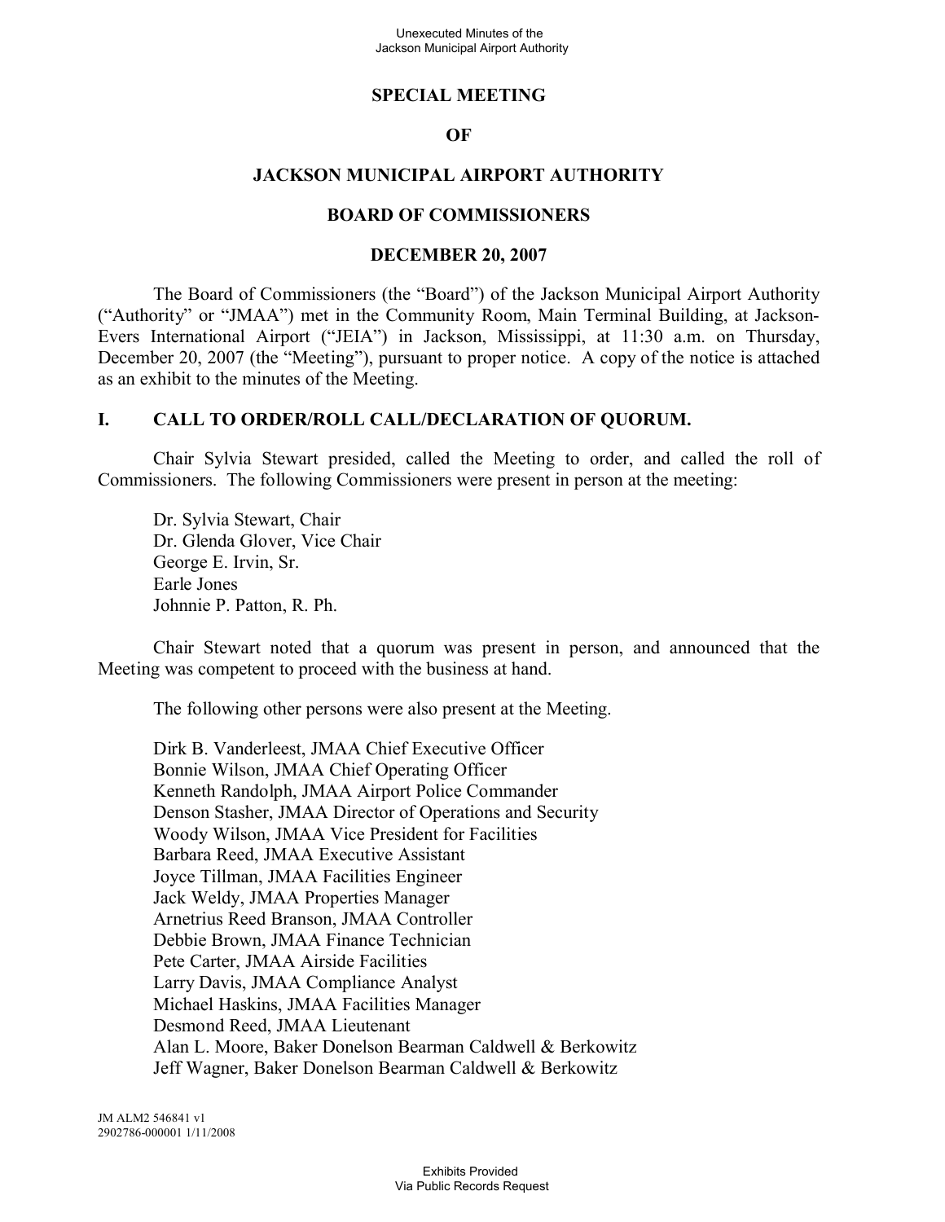# SPECIAL MEETING

# OF

# JACKSON MUNICIPAL AIRPORT AUTHORITY

# BOARD OF COMMISSIONERS

# DECEMBER 20, 2007

The Board of Commissioners (the "Board") of the Jackson Municipal Airport Authority ("Authority" or "JMAA") met in the Community Room, Main Terminal Building, at Jackson-Evers International Airport ("JEIA") in Jackson, Mississippi, at 11:30 a.m. on Thursday, December 20, 2007 (the "Meeting"), pursuant to proper notice. A copy of the notice is attached as an exhibit to the minutes of the Meeting.

## I. CALL TO ORDER/ROLL CALL/DECLARATION OF QUORUM.

Chair Sylvia Stewart presided, called the Meeting to order, and called the roll of Commissioners. The following Commissioners were present in person at the meeting:

Dr. Sylvia Stewart, Chair
Dr. Glenda Glover, Vice Chair
George E. Irvin, Sr.
Earle Jones
Johnnie P. Patton, R. Ph.

Chair Stewart noted that a quorum was present in person, and announced that the Meeting was competent to proceed with the business at hand.

The following other persons were also present at the Meeting.

Dirk B. Vanderleest, JMAA Chief Executive Officer
Bonnie Wilson, JMAA Chief Operating Officer
Kenneth Randolph, JMAA Airport Police Commander
Denson Stasher, JMAA Director of Operations and Security
Woody Wilson, JMAA Vice President for Facilities
Barbara Reed, JMAA Executive Assistant
Joyce Tillman, JMAA Facilities Engineer
Jack Weldy, JMAA Properties Manager
Arnetrius Reed Branson, JMAA Controller
Debbie Brown, JMAA Finance Technician
Pete Carter, JMAA Airside Facilities
Larry Davis, JMAA Compliance Analyst
Michael Haskins, JMAA Facilities Manager
Desmond Reed, JMAA Lieutenant
Alan L. Moore, Baker Donelson Bearman Caldwell & Berkowitz
Jeff Wagner, Baker Donelson Bearman Caldwell & Berkowitz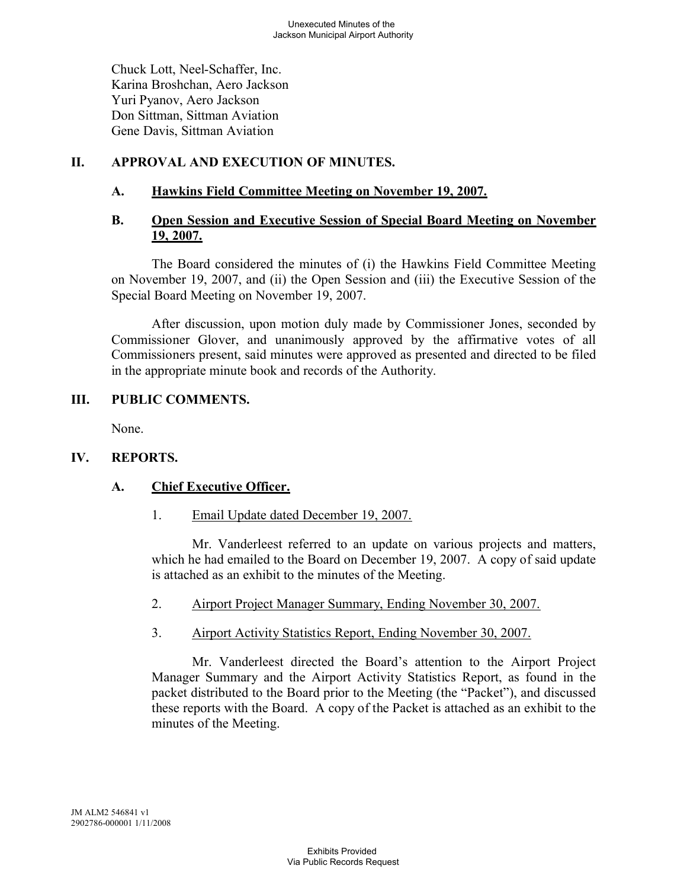Chuck Lott, Neel-Schaffer, Inc.
Karina Broshchan, Aero Jackson
Yuri Pyanov, Aero Jackson
Don Sittman, Sittman Aviation
Gene Davis, Sittman Aviation

## II. APPROVAL AND EXECUTION OF MINUTES.

### A. Hawkins Field Committee Meeting on November 19, 2007.

### B. Open Session and Executive Session of Special Board Meeting on November 19, 2007.

The Board considered the minutes of (i) the Hawkins Field Committee Meeting on November 19, 2007, and (ii) the Open Session and (iii) the Executive Session of the Special Board Meeting on November 19, 2007.

After discussion, upon motion duly made by Commissioner Jones, seconded by Commissioner Glover, and unanimously approved by the affirmative votes of all Commissioners present, said minutes were approved as presented and directed to be filed in the appropriate minute book and records of the Authority.

## III. PUBLIC COMMENTS.

None.

## IV. REPORTS.

### A. Chief Executive Officer.

1. Email Update dated December 19, 2007.

Mr. Vanderleest referred to an update on various projects and matters, which he had emailed to the Board on December 19, 2007. A copy of said update is attached as an exhibit to the minutes of the Meeting.

2. Airport Project Manager Summary, Ending November 30, 2007.

3. Airport Activity Statistics Report, Ending November 30, 2007.

Mr. Vanderleest directed the Board's attention to the Airport Project Manager Summary and the Airport Activity Statistics Report, as found in the packet distributed to the Board prior to the Meeting (the "Packet"), and discussed these reports with the Board. A copy of the Packet is attached as an exhibit to the minutes of the Meeting.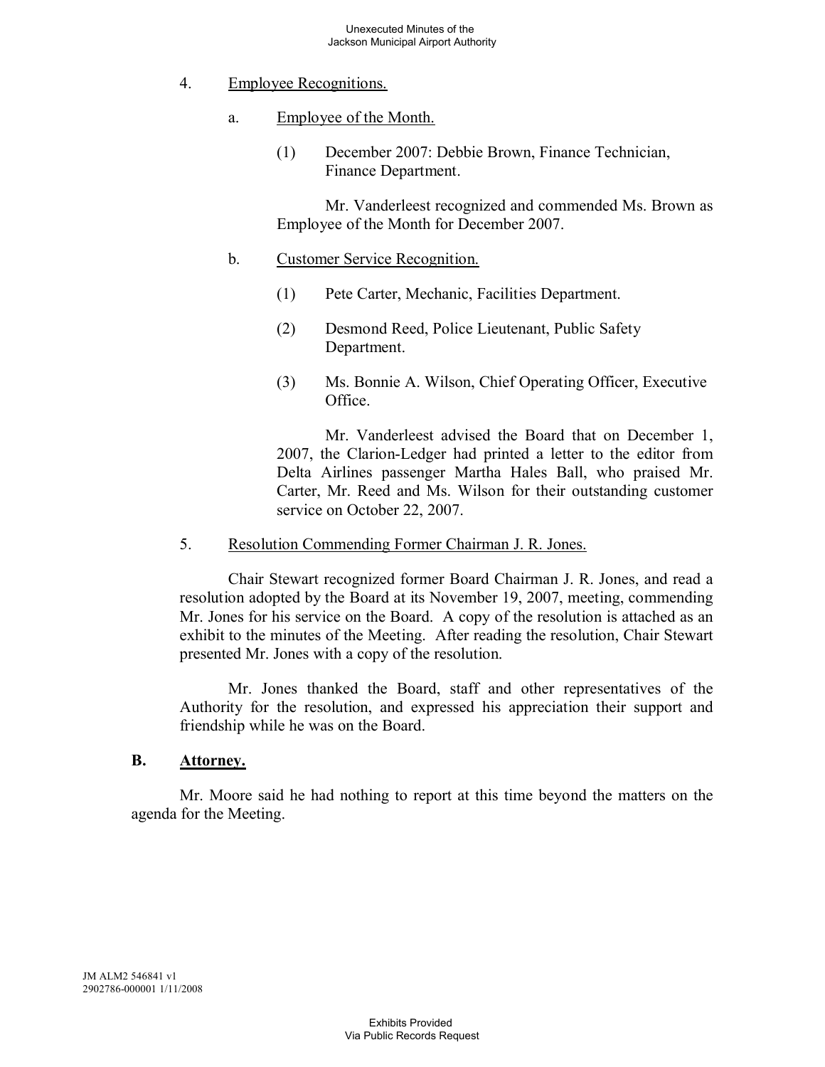4. Employee Recognitions.

   a. Employee of the Month.

      (1) December 2007: Debbie Brown, Finance Technician, Finance Department.

      Mr. Vanderleest recognized and commended Ms. Brown as Employee of the Month for December 2007.

   b. Customer Service Recognition.

      (1) Pete Carter, Mechanic, Facilities Department.

      (2) Desmond Reed, Police Lieutenant, Public Safety Department.

      (3) Ms. Bonnie A. Wilson, Chief Operating Officer, Executive Office.

      Mr. Vanderleest advised the Board that on December 1, 2007, the Clarion-Ledger had printed a letter to the editor from Delta Airlines passenger Martha Hales Ball, who praised Mr. Carter, Mr. Reed and Ms. Wilson for their outstanding customer service on October 22, 2007.

5. Resolution Commending Former Chairman J. R. Jones.

Chair Stewart recognized former Board Chairman J. R. Jones, and read a resolution adopted by the Board at its November 19, 2007, meeting, commending Mr. Jones for his service on the Board. A copy of the resolution is attached as an exhibit to the minutes of the Meeting. After reading the resolution, Chair Stewart presented Mr. Jones with a copy of the resolution.

Mr. Jones thanked the Board, staff and other representatives of the Authority for the resolution, and expressed his appreciation their support and friendship while he was on the Board.

## B. Attorney.

Mr. Moore said he had nothing to report at this time beyond the matters on the agenda for the Meeting.

JM ALM2 546841 v1
2902786-000001 1/11/2008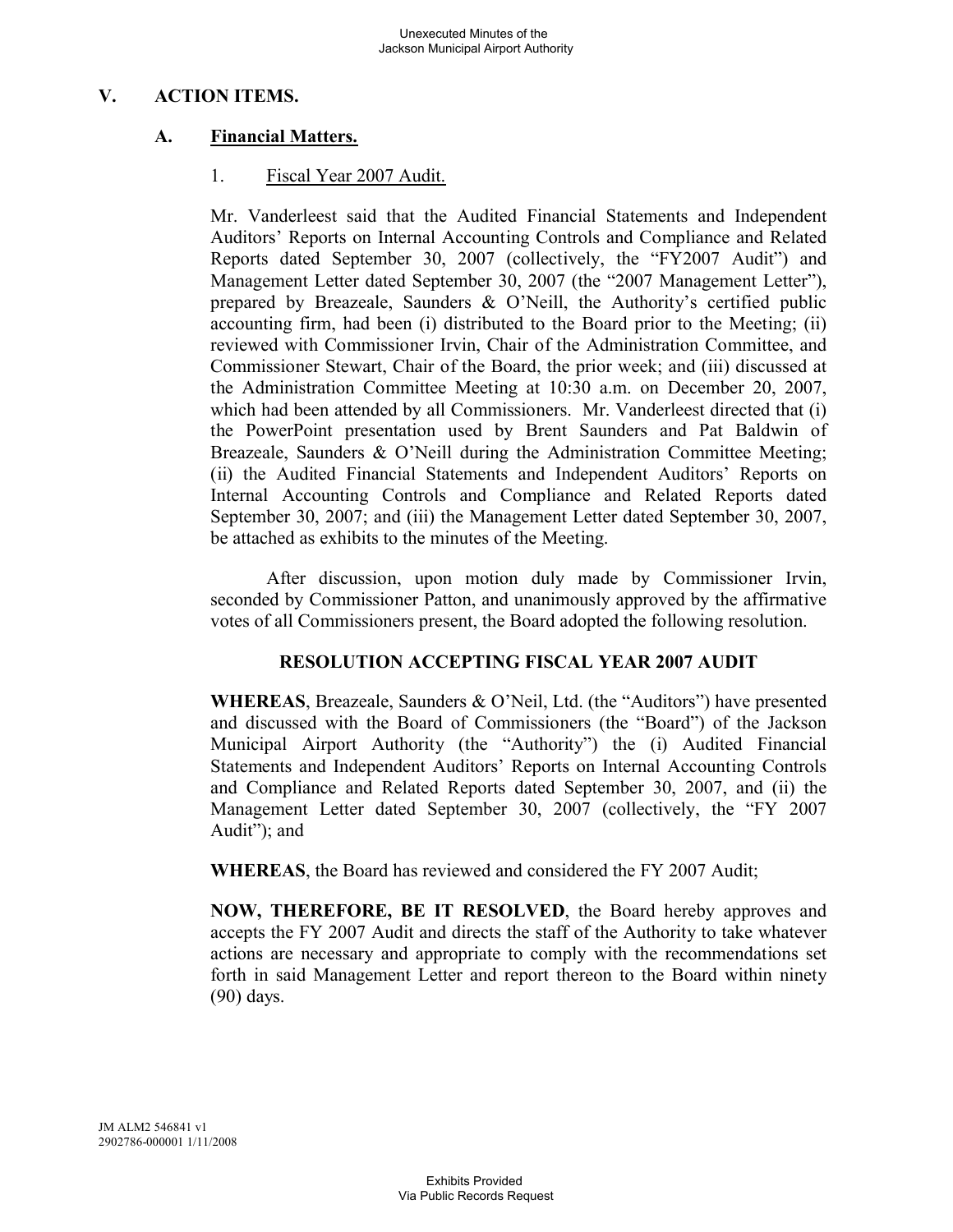## V. ACTION ITEMS.

### A. Financial Matters.

1. Fiscal Year 2007 Audit.

Mr. Vanderleest said that the Audited Financial Statements and Independent Auditors' Reports on Internal Accounting Controls and Compliance and Related Reports dated September 30, 2007 (collectively, the "FY2007 Audit") and Management Letter dated September 30, 2007 (the "2007 Management Letter"), prepared by Breazeale, Saunders & O'Neill, the Authority's certified public accounting firm, had been (i) distributed to the Board prior to the Meeting; (ii) reviewed with Commissioner Irvin, Chair of the Administration Committee, and Commissioner Stewart, Chair of the Board, the prior week; and (iii) discussed at the Administration Committee Meeting at 10:30 a.m. on December 20, 2007, which had been attended by all Commissioners. Mr. Vanderleest directed that (i) the PowerPoint presentation used by Brent Saunders and Pat Baldwin of Breazeale, Saunders & O'Neill during the Administration Committee Meeting; (ii) the Audited Financial Statements and Independent Auditors' Reports on Internal Accounting Controls and Compliance and Related Reports dated September 30, 2007; and (iii) the Management Letter dated September 30, 2007, be attached as exhibits to the minutes of the Meeting.

After discussion, upon motion duly made by Commissioner Irvin, seconded by Commissioner Patton, and unanimously approved by the affirmative votes of all Commissioners present, the Board adopted the following resolution.

**RESOLUTION ACCEPTING FISCAL YEAR 2007 AUDIT**

**WHEREAS**, Breazeale, Saunders & O'Neil, Ltd. (the "Auditors") have presented and discussed with the Board of Commissioners (the "Board") of the Jackson Municipal Airport Authority (the "Authority") the (i) Audited Financial Statements and Independent Auditors' Reports on Internal Accounting Controls and Compliance and Related Reports dated September 30, 2007, and (ii) the Management Letter dated September 30, 2007 (collectively, the "FY 2007 Audit"); and

**WHEREAS**, the Board has reviewed and considered the FY 2007 Audit;

**NOW, THEREFORE, BE IT RESOLVED**, the Board hereby approves and accepts the FY 2007 Audit and directs the staff of the Authority to take whatever actions are necessary and appropriate to comply with the recommendations set forth in said Management Letter and report thereon to the Board within ninety (90) days.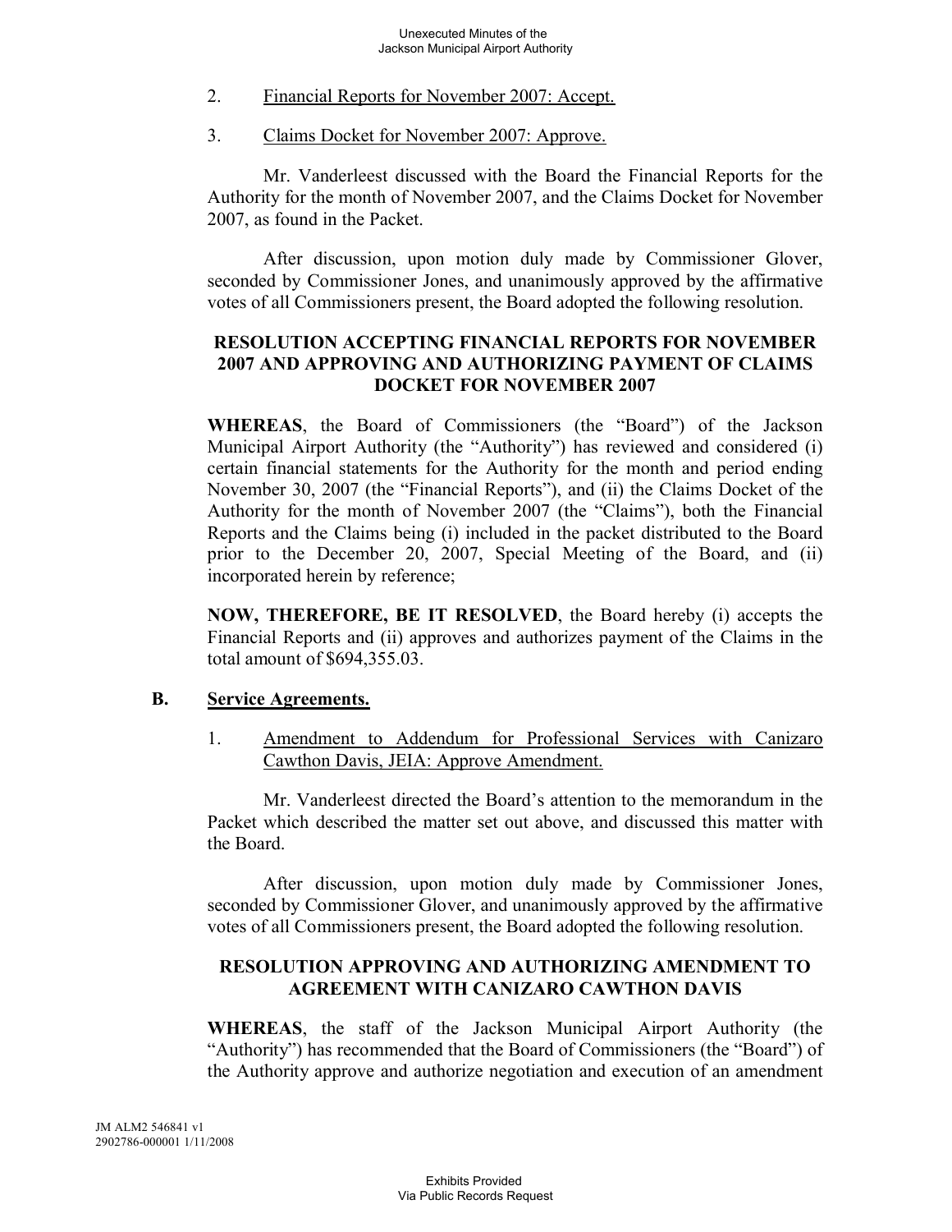2. Financial Reports for November 2007: Accept.

3. Claims Docket for November 2007: Approve.

Mr. Vanderleest discussed with the Board the Financial Reports for the Authority for the month of November 2007, and the Claims Docket for November 2007, as found in the Packet.

After discussion, upon motion duly made by Commissioner Glover, seconded by Commissioner Jones, and unanimously approved by the affirmative votes of all Commissioners present, the Board adopted the following resolution.

**RESOLUTION ACCEPTING FINANCIAL REPORTS FOR NOVEMBER 2007 AND APPROVING AND AUTHORIZING PAYMENT OF CLAIMS DOCKET FOR NOVEMBER 2007**

**WHEREAS**, the Board of Commissioners (the "Board") of the Jackson Municipal Airport Authority (the "Authority") has reviewed and considered (i) certain financial statements for the Authority for the month and period ending November 30, 2007 (the "Financial Reports"), and (ii) the Claims Docket of the Authority for the month of November 2007 (the "Claims"), both the Financial Reports and the Claims being (i) included in the packet distributed to the Board prior to the December 20, 2007, Special Meeting of the Board, and (ii) incorporated herein by reference;

**NOW, THEREFORE, BE IT RESOLVED**, the Board hereby (i) accepts the Financial Reports and (ii) approves and authorizes payment of the Claims in the total amount of $694,355.03.

**B. Service Agreements.**

1. Amendment to Addendum for Professional Services with Canizaro Cawthon Davis, JEIA: Approve Amendment.

Mr. Vanderleest directed the Board's attention to the memorandum in the Packet which described the matter set out above, and discussed this matter with the Board.

After discussion, upon motion duly made by Commissioner Jones, seconded by Commissioner Glover, and unanimously approved by the affirmative votes of all Commissioners present, the Board adopted the following resolution.

**RESOLUTION APPROVING AND AUTHORIZING AMENDMENT TO AGREEMENT WITH CANIZARO CAWTHON DAVIS**

**WHEREAS**, the staff of the Jackson Municipal Airport Authority (the "Authority") has recommended that the Board of Commissioners (the "Board") of the Authority approve and authorize negotiation and execution of an amendment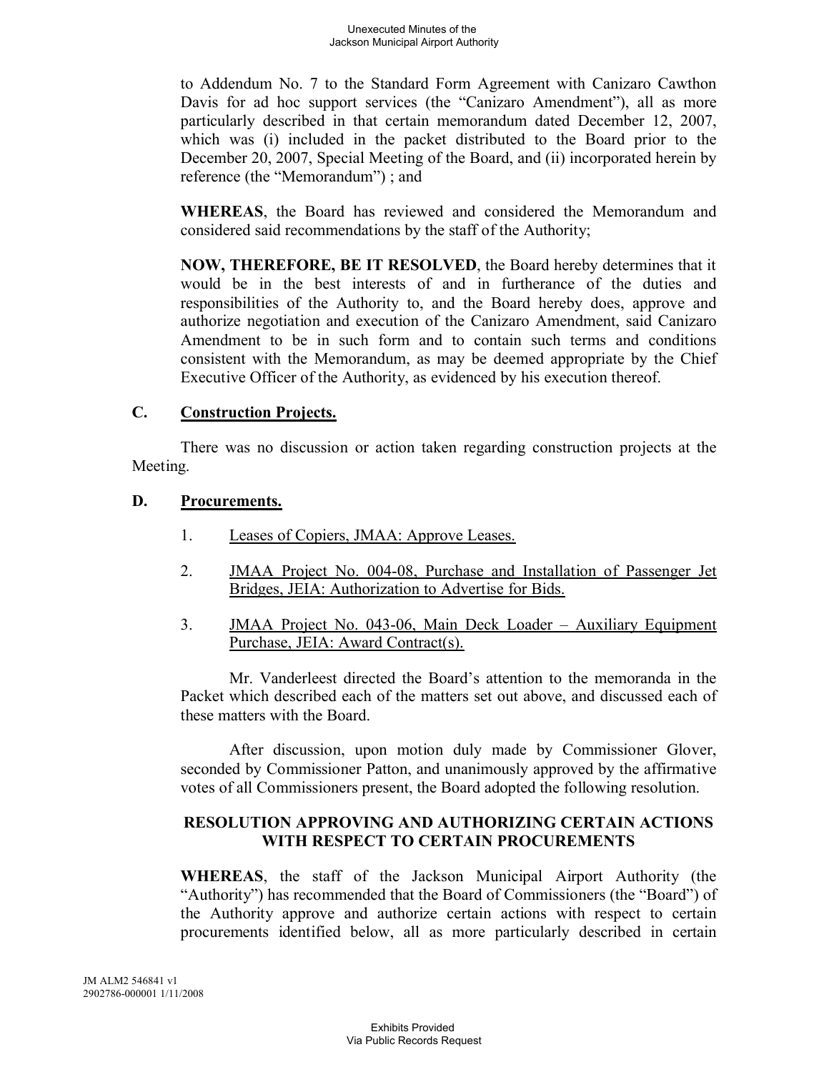to Addendum No. 7 to the Standard Form Agreement with Canizaro Cawthon Davis for ad hoc support services (the "Canizaro Amendment"), all as more particularly described in that certain memorandum dated December 12, 2007, which was (i) included in the packet distributed to the Board prior to the December 20, 2007, Special Meeting of the Board, and (ii) incorporated herein by reference (the "Memorandum") ; and

**WHEREAS**, the Board has reviewed and considered the Memorandum and considered said recommendations by the staff of the Authority;

**NOW, THEREFORE, BE IT RESOLVED**, the Board hereby determines that it would be in the best interests of and in furtherance of the duties and responsibilities of the Authority to, and the Board hereby does, approve and authorize negotiation and execution of the Canizaro Amendment, said Canizaro Amendment to be in such form and to contain such terms and conditions consistent with the Memorandum, as may be deemed appropriate by the Chief Executive Officer of the Authority, as evidenced by his execution thereof.

## C. Construction Projects.

There was no discussion or action taken regarding construction projects at the Meeting.

## D. Procurements.

1. Leases of Copiers, JMAA: Approve Leases.

2. JMAA Project No. 004-08, Purchase and Installation of Passenger Jet Bridges, JEIA: Authorization to Advertise for Bids.

3. JMAA Project No. 043-06, Main Deck Loader – Auxiliary Equipment Purchase, JEIA: Award Contract(s).

Mr. Vanderleest directed the Board's attention to the memoranda in the Packet which described each of the matters set out above, and discussed each of these matters with the Board.

After discussion, upon motion duly made by Commissioner Glover, seconded by Commissioner Patton, and unanimously approved by the affirmative votes of all Commissioners present, the Board adopted the following resolution.

**RESOLUTION APPROVING AND AUTHORIZING CERTAIN ACTIONS WITH RESPECT TO CERTAIN PROCUREMENTS**

**WHEREAS**, the staff of the Jackson Municipal Airport Authority (the "Authority") has recommended that the Board of Commissioners (the "Board") of the Authority approve and authorize certain actions with respect to certain procurements identified below, all as more particularly described in certain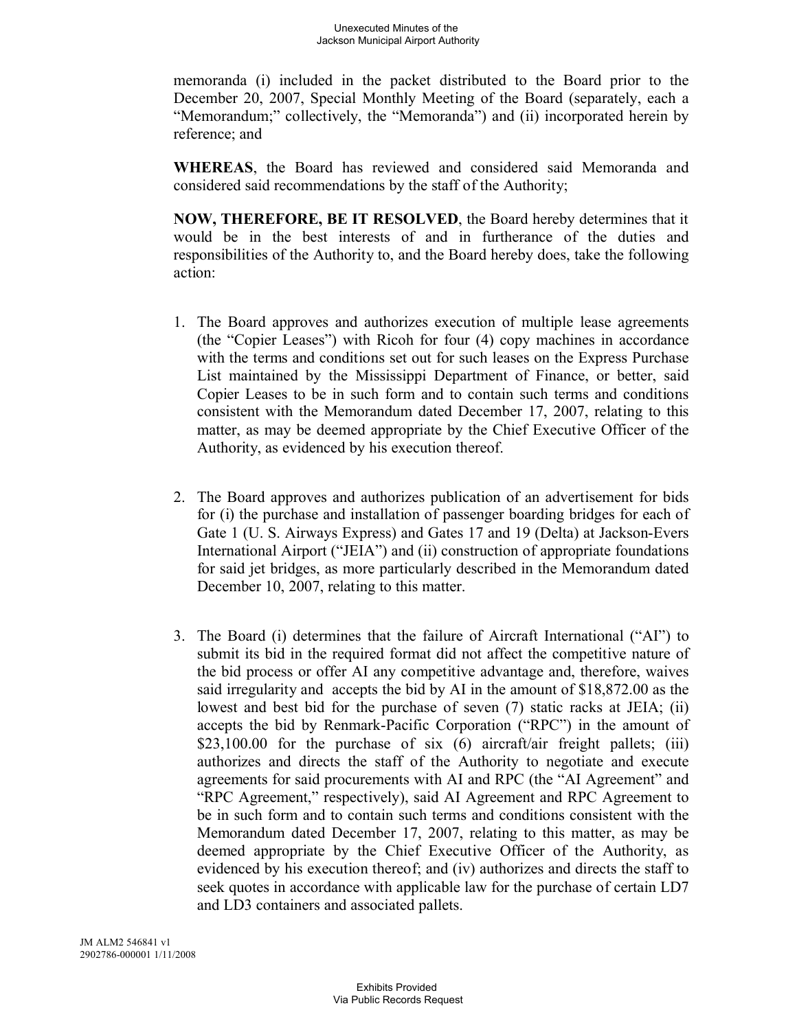memoranda (i) included in the packet distributed to the Board prior to the December 20, 2007, Special Monthly Meeting of the Board (separately, each a "Memorandum;" collectively, the "Memoranda") and (ii) incorporated herein by reference; and

**WHEREAS**, the Board has reviewed and considered said Memoranda and considered said recommendations by the staff of the Authority;

**NOW, THEREFORE, BE IT RESOLVED**, the Board hereby determines that it would be in the best interests of and in furtherance of the duties and responsibilities of the Authority to, and the Board hereby does, take the following action:

1. The Board approves and authorizes execution of multiple lease agreements (the "Copier Leases") with Ricoh for four (4) copy machines in accordance with the terms and conditions set out for such leases on the Express Purchase List maintained by the Mississippi Department of Finance, or better, said Copier Leases to be in such form and to contain such terms and conditions consistent with the Memorandum dated December 17, 2007, relating to this matter, as may be deemed appropriate by the Chief Executive Officer of the Authority, as evidenced by his execution thereof.

2. The Board approves and authorizes publication of an advertisement for bids for (i) the purchase and installation of passenger boarding bridges for each of Gate 1 (U. S. Airways Express) and Gates 17 and 19 (Delta) at Jackson-Evers International Airport ("JEIA") and (ii) construction of appropriate foundations for said jet bridges, as more particularly described in the Memorandum dated December 10, 2007, relating to this matter.

3. The Board (i) determines that the failure of Aircraft International ("AI") to submit its bid in the required format did not affect the competitive nature of the bid process or offer AI any competitive advantage and, therefore, waives said irregularity and accepts the bid by AI in the amount of $18,872.00 as the lowest and best bid for the purchase of seven (7) static racks at JEIA; (ii) accepts the bid by Renmark-Pacific Corporation ("RPC") in the amount of $23,100.00 for the purchase of six (6) aircraft/air freight pallets; (iii) authorizes and directs the staff of the Authority to negotiate and execute agreements for said procurements with AI and RPC (the "AI Agreement" and "RPC Agreement," respectively), said AI Agreement and RPC Agreement to be in such form and to contain such terms and conditions consistent with the Memorandum dated December 17, 2007, relating to this matter, as may be deemed appropriate by the Chief Executive Officer of the Authority, as evidenced by his execution thereof; and (iv) authorizes and directs the staff to seek quotes in accordance with applicable law for the purchase of certain LD7 and LD3 containers and associated pallets.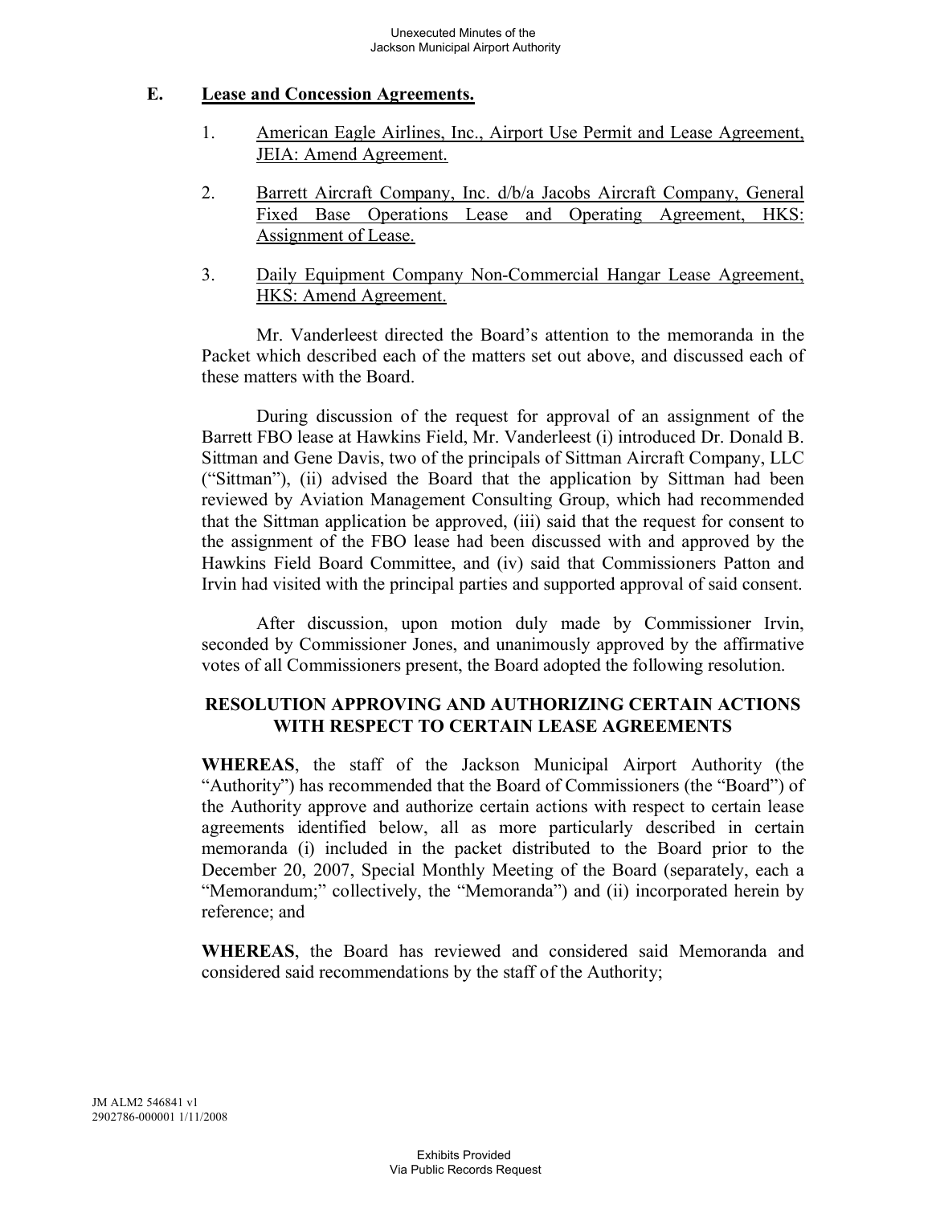## E. Lease and Concession Agreements.

1. American Eagle Airlines, Inc., Airport Use Permit and Lease Agreement, JEIA: Amend Agreement.

2. Barrett Aircraft Company, Inc. d/b/a Jacobs Aircraft Company, General Fixed Base Operations Lease and Operating Agreement, HKS: Assignment of Lease.

3. Daily Equipment Company Non-Commercial Hangar Lease Agreement, HKS: Amend Agreement.

Mr. Vanderleest directed the Board's attention to the memoranda in the Packet which described each of the matters set out above, and discussed each of these matters with the Board.

During discussion of the request for approval of an assignment of the Barrett FBO lease at Hawkins Field, Mr. Vanderleest (i) introduced Dr. Donald B. Sittman and Gene Davis, two of the principals of Sittman Aircraft Company, LLC ("Sittman"), (ii) advised the Board that the application by Sittman had been reviewed by Aviation Management Consulting Group, which had recommended that the Sittman application be approved, (iii) said that the request for consent to the assignment of the FBO lease had been discussed with and approved by the Hawkins Field Board Committee, and (iv) said that Commissioners Patton and Irvin had visited with the principal parties and supported approval of said consent.

After discussion, upon motion duly made by Commissioner Irvin, seconded by Commissioner Jones, and unanimously approved by the affirmative votes of all Commissioners present, the Board adopted the following resolution.

**RESOLUTION APPROVING AND AUTHORIZING CERTAIN ACTIONS WITH RESPECT TO CERTAIN LEASE AGREEMENTS**

**WHEREAS**, the staff of the Jackson Municipal Airport Authority (the "Authority") has recommended that the Board of Commissioners (the "Board") of the Authority approve and authorize certain actions with respect to certain lease agreements identified below, all as more particularly described in certain memoranda (i) included in the packet distributed to the Board prior to the December 20, 2007, Special Monthly Meeting of the Board (separately, each a "Memorandum;" collectively, the "Memoranda") and (ii) incorporated herein by reference; and

**WHEREAS**, the Board has reviewed and considered said Memoranda and considered said recommendations by the staff of the Authority;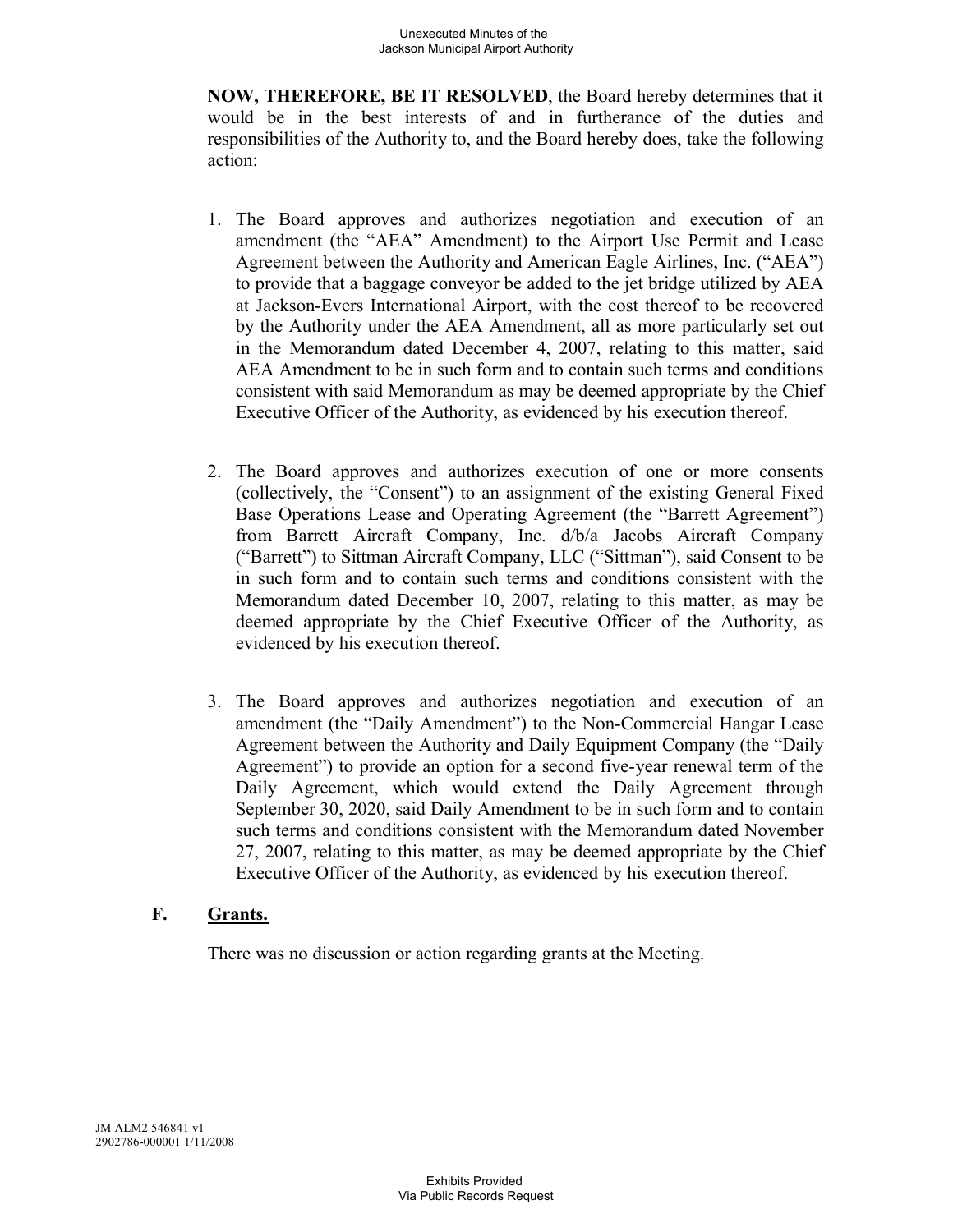**NOW, THEREFORE, BE IT RESOLVED**, the Board hereby determines that it would be in the best interests of and in furtherance of the duties and responsibilities of the Authority to, and the Board hereby does, take the following action:

1. The Board approves and authorizes negotiation and execution of an amendment (the "AEA" Amendment) to the Airport Use Permit and Lease Agreement between the Authority and American Eagle Airlines, Inc. ("AEA") to provide that a baggage conveyor be added to the jet bridge utilized by AEA at Jackson-Evers International Airport, with the cost thereof to be recovered by the Authority under the AEA Amendment, all as more particularly set out in the Memorandum dated December 4, 2007, relating to this matter, said AEA Amendment to be in such form and to contain such terms and conditions consistent with said Memorandum as may be deemed appropriate by the Chief Executive Officer of the Authority, as evidenced by his execution thereof.

2. The Board approves and authorizes execution of one or more consents (collectively, the "Consent") to an assignment of the existing General Fixed Base Operations Lease and Operating Agreement (the "Barrett Agreement") from Barrett Aircraft Company, Inc. d/b/a Jacobs Aircraft Company ("Barrett") to Sittman Aircraft Company, LLC ("Sittman"), said Consent to be in such form and to contain such terms and conditions consistent with the Memorandum dated December 10, 2007, relating to this matter, as may be deemed appropriate by the Chief Executive Officer of the Authority, as evidenced by his execution thereof.

3. The Board approves and authorizes negotiation and execution of an amendment (the "Daily Amendment") to the Non-Commercial Hangar Lease Agreement between the Authority and Daily Equipment Company (the "Daily Agreement") to provide an option for a second five-year renewal term of the Daily Agreement, which would extend the Daily Agreement through September 30, 2020, said Daily Amendment to be in such form and to contain such terms and conditions consistent with the Memorandum dated November 27, 2007, relating to this matter, as may be deemed appropriate by the Chief Executive Officer of the Authority, as evidenced by his execution thereof.

## F. Grants.

There was no discussion or action regarding grants at the Meeting.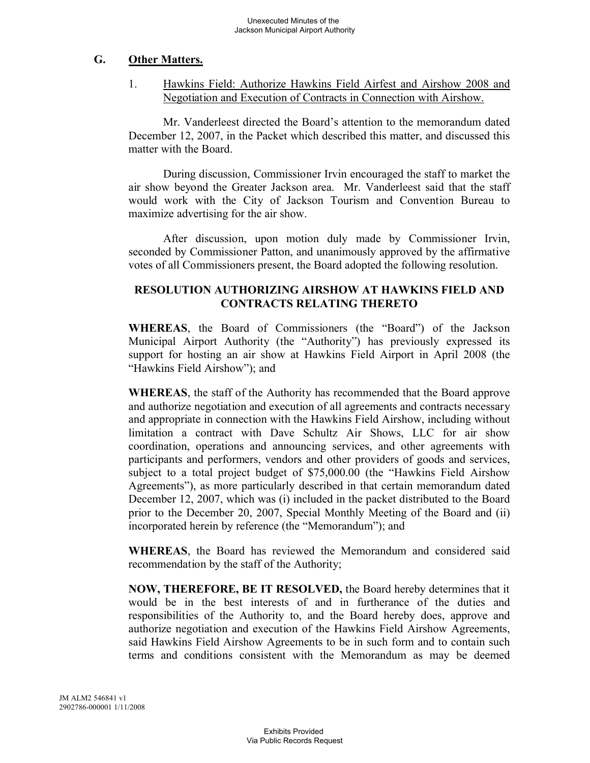## G. Other Matters.

1. Hawkins Field: Authorize Hawkins Field Airfest and Airshow 2008 and Negotiation and Execution of Contracts in Connection with Airshow.

Mr. Vanderleest directed the Board's attention to the memorandum dated December 12, 2007, in the Packet which described this matter, and discussed this matter with the Board.

During discussion, Commissioner Irvin encouraged the staff to market the air show beyond the Greater Jackson area. Mr. Vanderleest said that the staff would work with the City of Jackson Tourism and Convention Bureau to maximize advertising for the air show.

After discussion, upon motion duly made by Commissioner Irvin, seconded by Commissioner Patton, and unanimously approved by the affirmative votes of all Commissioners present, the Board adopted the following resolution.

### RESOLUTION AUTHORIZING AIRSHOW AT HAWKINS FIELD AND CONTRACTS RELATING THERETO

**WHEREAS**, the Board of Commissioners (the "Board") of the Jackson Municipal Airport Authority (the "Authority") has previously expressed its support for hosting an air show at Hawkins Field Airport in April 2008 (the "Hawkins Field Airshow"); and

**WHEREAS**, the staff of the Authority has recommended that the Board approve and authorize negotiation and execution of all agreements and contracts necessary and appropriate in connection with the Hawkins Field Airshow, including without limitation a contract with Dave Schultz Air Shows, LLC for air show coordination, operations and announcing services, and other agreements with participants and performers, vendors and other providers of goods and services, subject to a total project budget of $75,000.00 (the "Hawkins Field Airshow Agreements"), as more particularly described in that certain memorandum dated December 12, 2007, which was (i) included in the packet distributed to the Board prior to the December 20, 2007, Special Monthly Meeting of the Board and (ii) incorporated herein by reference (the "Memorandum"); and

**WHEREAS**, the Board has reviewed the Memorandum and considered said recommendation by the staff of the Authority;

**NOW, THEREFORE, BE IT RESOLVED,** the Board hereby determines that it would be in the best interests of and in furtherance of the duties and responsibilities of the Authority to, and the Board hereby does, approve and authorize negotiation and execution of the Hawkins Field Airshow Agreements, said Hawkins Field Airshow Agreements to be in such form and to contain such terms and conditions consistent with the Memorandum as may be deemed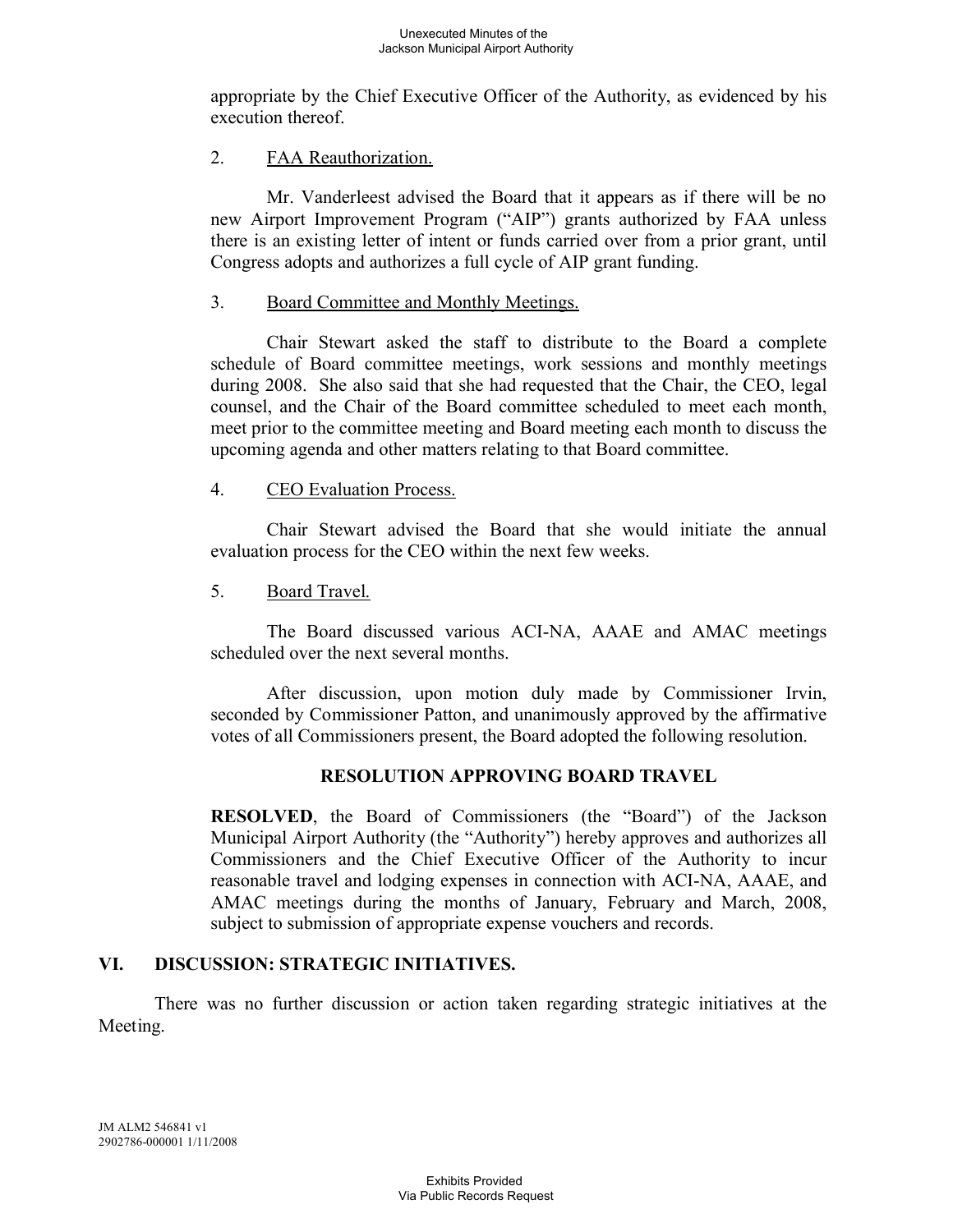appropriate by the Chief Executive Officer of the Authority, as evidenced by his execution thereof.

2. FAA Reauthorization.

Mr. Vanderleest advised the Board that it appears as if there will be no new Airport Improvement Program ("AIP") grants authorized by FAA unless there is an existing letter of intent or funds carried over from a prior grant, until Congress adopts and authorizes a full cycle of AIP grant funding.

3. Board Committee and Monthly Meetings.

Chair Stewart asked the staff to distribute to the Board a complete schedule of Board committee meetings, work sessions and monthly meetings during 2008. She also said that she had requested that the Chair, the CEO, legal counsel, and the Chair of the Board committee scheduled to meet each month, meet prior to the committee meeting and Board meeting each month to discuss the upcoming agenda and other matters relating to that Board committee.

4. CEO Evaluation Process.

Chair Stewart advised the Board that she would initiate the annual evaluation process for the CEO within the next few weeks.

5. Board Travel.

The Board discussed various ACI-NA, AAAE and AMAC meetings scheduled over the next several months.

After discussion, upon motion duly made by Commissioner Irvin, seconded by Commissioner Patton, and unanimously approved by the affirmative votes of all Commissioners present, the Board adopted the following resolution.

**RESOLUTION APPROVING BOARD TRAVEL**

**RESOLVED**, the Board of Commissioners (the "Board") of the Jackson Municipal Airport Authority (the "Authority") hereby approves and authorizes all Commissioners and the Chief Executive Officer of the Authority to incur reasonable travel and lodging expenses in connection with ACI-NA, AAAE, and AMAC meetings during the months of January, February and March, 2008, subject to submission of appropriate expense vouchers and records.

## VI. DISCUSSION: STRATEGIC INITIATIVES.

There was no further discussion or action taken regarding strategic initiatives at the Meeting.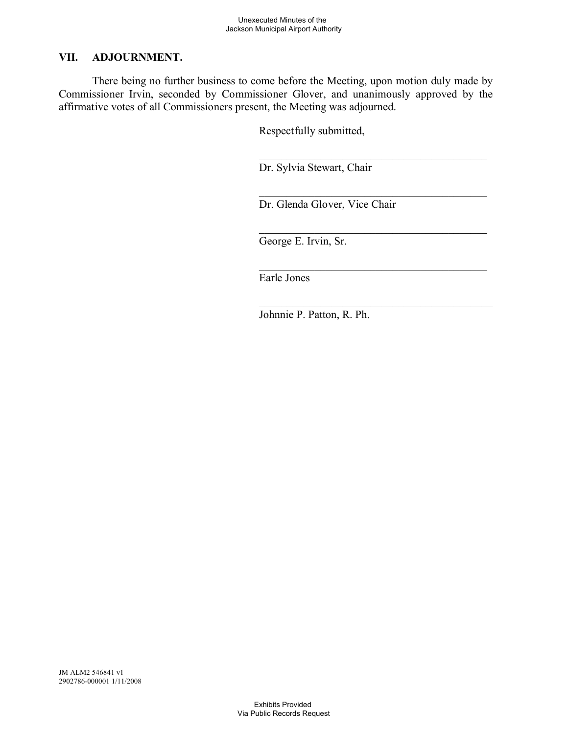## VII. ADJOURNMENT.

There being no further business to come before the Meeting, upon motion duly made by Commissioner Irvin, seconded by Commissioner Glover, and unanimously approved by the affirmative votes of all Commissioners present, the Meeting was adjourned.

Respectfully submitted,

\_\_\_\_\_\_\_\_\_\_\_\_\_\_\_\_\_\_\_\_\_\_\_\_\_\_\_\_\_\_\_\_\_\_\_\_\_\_\_\_\_\_

Dr. Sylvia Stewart, Chair

\_\_\_\_\_\_\_\_\_\_\_\_\_\_\_\_\_\_\_\_\_\_\_\_\_\_\_\_\_\_\_\_\_\_\_\_\_\_\_\_\_\_

Dr. Glenda Glover, Vice Chair

\_\_\_\_\_\_\_\_\_\_\_\_\_\_\_\_\_\_\_\_\_\_\_\_\_\_\_\_\_\_\_\_\_\_\_\_\_\_\_\_\_\_

George E. Irvin, Sr.

\_\_\_\_\_\_\_\_\_\_\_\_\_\_\_\_\_\_\_\_\_\_\_\_\_\_\_\_\_\_\_\_\_\_\_\_\_\_\_\_\_\_

Earle Jones

\_\_\_\_\_\_\_\_\_\_\_\_\_\_\_\_\_\_\_\_\_\_\_\_\_\_\_\_\_\_\_\_\_\_\_\_\_\_\_\_\_\_

Johnnie P. Patton, R. Ph.

JM ALM2 546841 v1
2902786-000001 1/11/2008